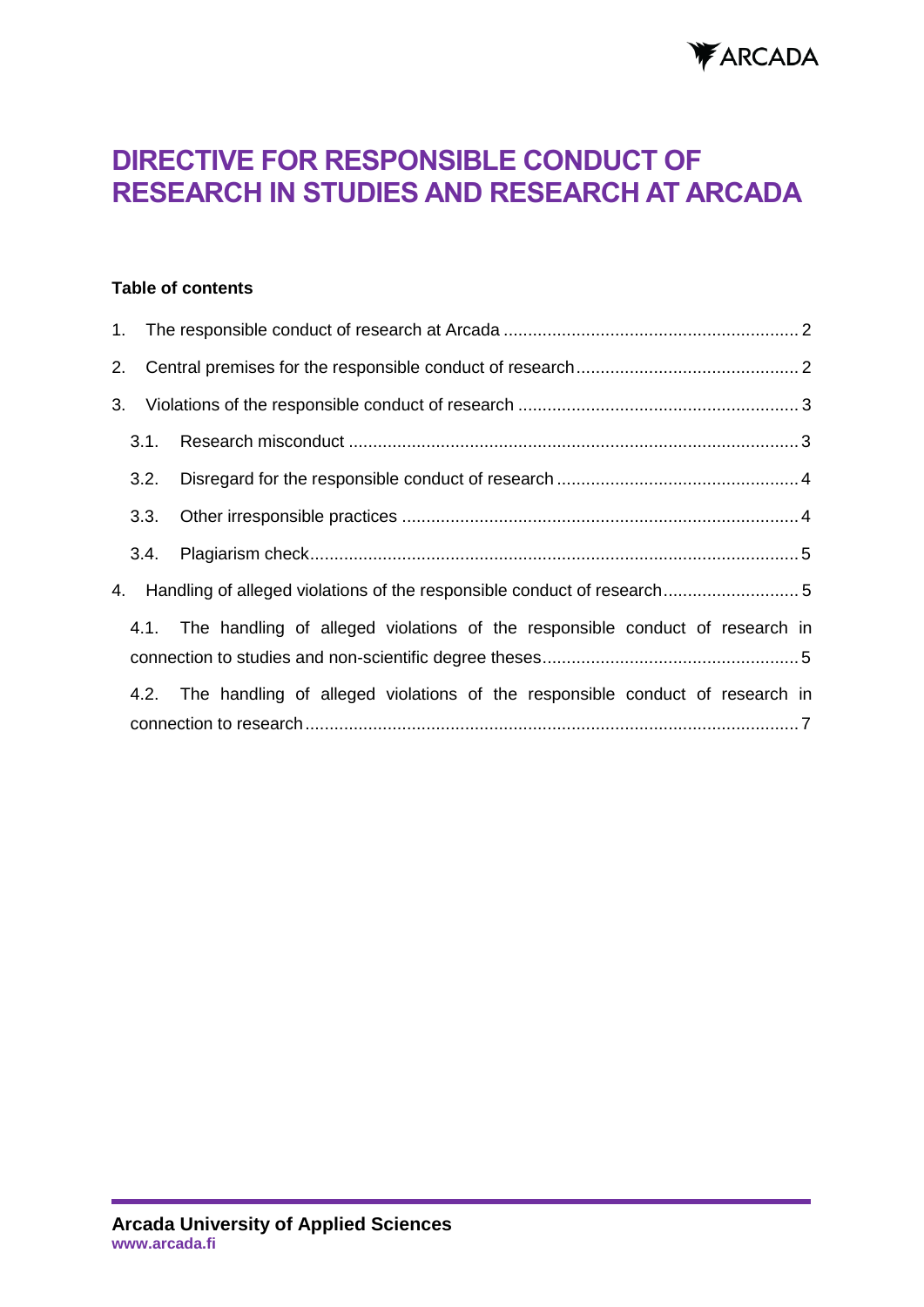# DIRECTIVE FOR RESPONSIBLE CONDUCT OF RESEARCH IN STUDIES AND RESEARCH AT ARCADA

**Table of contents**

1. The responsible conduct of research at Arcada ..... 2
2. Central premises for the responsible conduct of research ..... 2
3. Violations of the responsible conduct of research ..... 3
   - 3.1. Research misconduct ..... 3
   - 3.2. Disregard for the responsible conduct of research ..... 4
   - 3.3. Other irresponsible practices ..... 4
   - 3.4. Plagiarism check ..... 5
4. Handling of alleged violations of the responsible conduct of research ..... 5
   - 4.1. The handling of alleged violations of the responsible conduct of research in connection to studies and non-scientific degree theses ..... 5
   - 4.2. The handling of alleged violations of the responsible conduct of research in connection to research ..... 7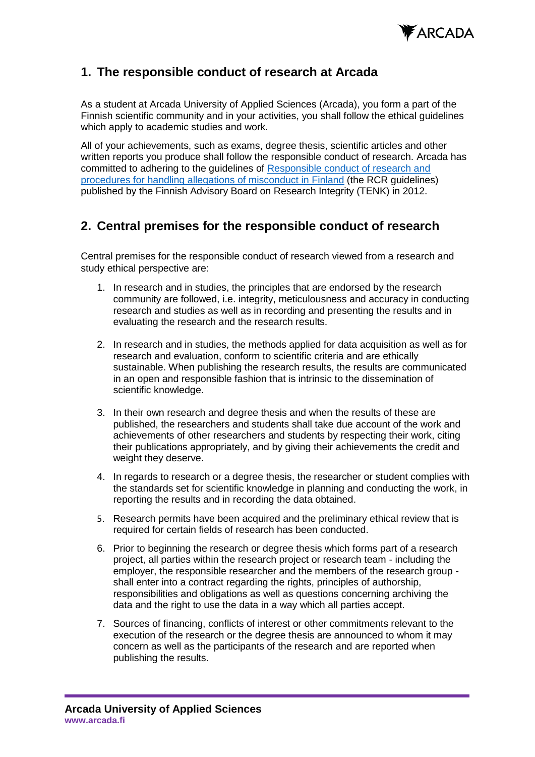## 1. The responsible conduct of research at Arcada

As a student at Arcada University of Applied Sciences (Arcada), you form a part of the Finnish scientific community and in your activities, you shall follow the ethical guidelines which apply to academic studies and work.

All of your achievements, such as exams, degree thesis, scientific articles and other written reports you produce shall follow the responsible conduct of research. Arcada has committed to adhering to the guidelines of Responsible conduct of research and procedures for handling allegations of misconduct in Finland (the RCR guidelines) published by the Finnish Advisory Board on Research Integrity (TENK) in 2012.

## 2. Central premises for the responsible conduct of research

Central premises for the responsible conduct of research viewed from a research and study ethical perspective are:

1. In research and in studies, the principles that are endorsed by the research community are followed, i.e. integrity, meticulousness and accuracy in conducting research and studies as well as in recording and presenting the results and in evaluating the research and the research results.

2. In research and in studies, the methods applied for data acquisition as well as for research and evaluation, conform to scientific criteria and are ethically sustainable. When publishing the research results, the results are communicated in an open and responsible fashion that is intrinsic to the dissemination of scientific knowledge.

3. In their own research and degree thesis and when the results of these are published, the researchers and students shall take due account of the work and achievements of other researchers and students by respecting their work, citing their publications appropriately, and by giving their achievements the credit and weight they deserve.

4. In regards to research or a degree thesis, the researcher or student complies with the standards set for scientific knowledge in planning and conducting the work, in reporting the results and in recording the data obtained.

5. Research permits have been acquired and the preliminary ethical review that is required for certain fields of research has been conducted.

6. Prior to beginning the research or degree thesis which forms part of a research project, all parties within the research project or research team - including the employer, the responsible researcher and the members of the research group - shall enter into a contract regarding the rights, principles of authorship, responsibilities and obligations as well as questions concerning archiving the data and the right to use the data in a way which all parties accept.

7. Sources of financing, conflicts of interest or other commitments relevant to the execution of the research or the degree thesis are announced to whom it may concern as well as the participants of the research and are reported when publishing the results.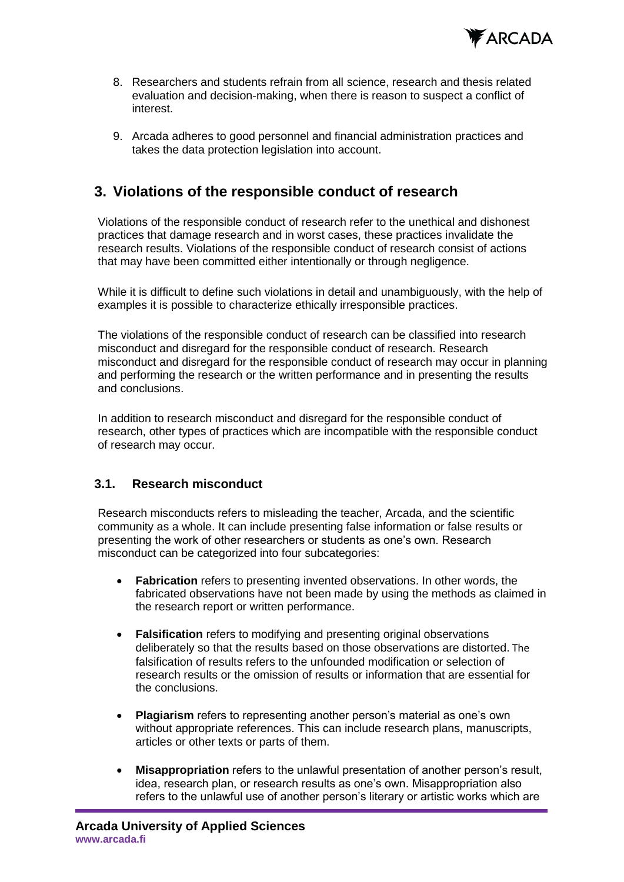8. Researchers and students refrain from all science, research and thesis related evaluation and decision-making, when there is reason to suspect a conflict of interest.

9. Arcada adheres to good personnel and financial administration practices and takes the data protection legislation into account.

## 3. Violations of the responsible conduct of research

Violations of the responsible conduct of research refer to the unethical and dishonest practices that damage research and in worst cases, these practices invalidate the research results. Violations of the responsible conduct of research consist of actions that may have been committed either intentionally or through negligence.

While it is difficult to define such violations in detail and unambiguously, with the help of examples it is possible to characterize ethically irresponsible practices.

The violations of the responsible conduct of research can be classified into research misconduct and disregard for the responsible conduct of research. Research misconduct and disregard for the responsible conduct of research may occur in planning and performing the research or the written performance and in presenting the results and conclusions.

In addition to research misconduct and disregard for the responsible conduct of research, other types of practices which are incompatible with the responsible conduct of research may occur.

### 3.1. Research misconduct

Research misconducts refers to misleading the teacher, Arcada, and the scientific community as a whole. It can include presenting false information or false results or presenting the work of other researchers or students as one's own. Research misconduct can be categorized into four subcategories:

- **Fabrication** refers to presenting invented observations. In other words, the fabricated observations have not been made by using the methods as claimed in the research report or written performance.

- **Falsification** refers to modifying and presenting original observations deliberately so that the results based on those observations are distorted. The falsification of results refers to the unfounded modification or selection of research results or the omission of results or information that are essential for the conclusions.

- **Plagiarism** refers to representing another person's material as one's own without appropriate references. This can include research plans, manuscripts, articles or other texts or parts of them.

- **Misappropriation** refers to the unlawful presentation of another person's result, idea, research plan, or research results as one's own. Misappropriation also refers to the unlawful use of another person's literary or artistic works which are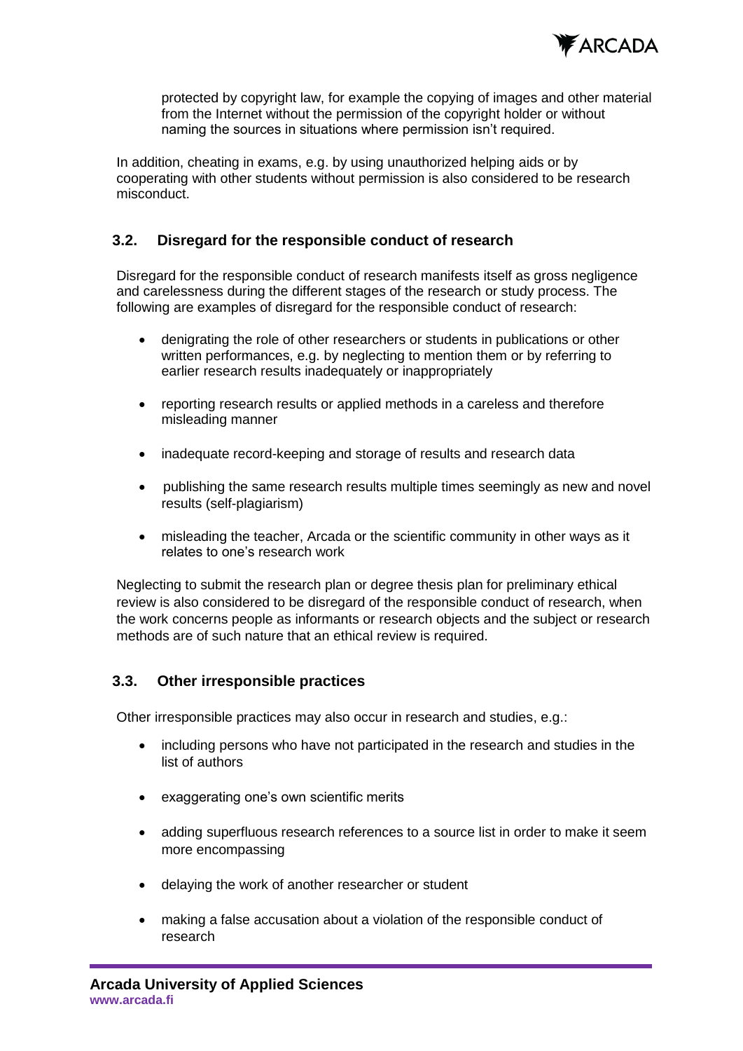protected by copyright law, for example the copying of images and other material from the Internet without the permission of the copyright holder or without naming the sources in situations where permission isn't required.

In addition, cheating in exams, e.g. by using unauthorized helping aids or by cooperating with other students without permission is also considered to be research misconduct.

### 3.2. Disregard for the responsible conduct of research

Disregard for the responsible conduct of research manifests itself as gross negligence and carelessness during the different stages of the research or study process. The following are examples of disregard for the responsible conduct of research:

- denigrating the role of other researchers or students in publications or other written performances, e.g. by neglecting to mention them or by referring to earlier research results inadequately or inappropriately
- reporting research results or applied methods in a careless and therefore misleading manner
- inadequate record-keeping and storage of results and research data
- publishing the same research results multiple times seemingly as new and novel results (self-plagiarism)
- misleading the teacher, Arcada or the scientific community in other ways as it relates to one's research work

Neglecting to submit the research plan or degree thesis plan for preliminary ethical review is also considered to be disregard of the responsible conduct of research, when the work concerns people as informants or research objects and the subject or research methods are of such nature that an ethical review is required.

### 3.3. Other irresponsible practices

Other irresponsible practices may also occur in research and studies, e.g.:

- including persons who have not participated in the research and studies in the list of authors
- exaggerating one's own scientific merits
- adding superfluous research references to a source list in order to make it seem more encompassing
- delaying the work of another researcher or student
- making a false accusation about a violation of the responsible conduct of research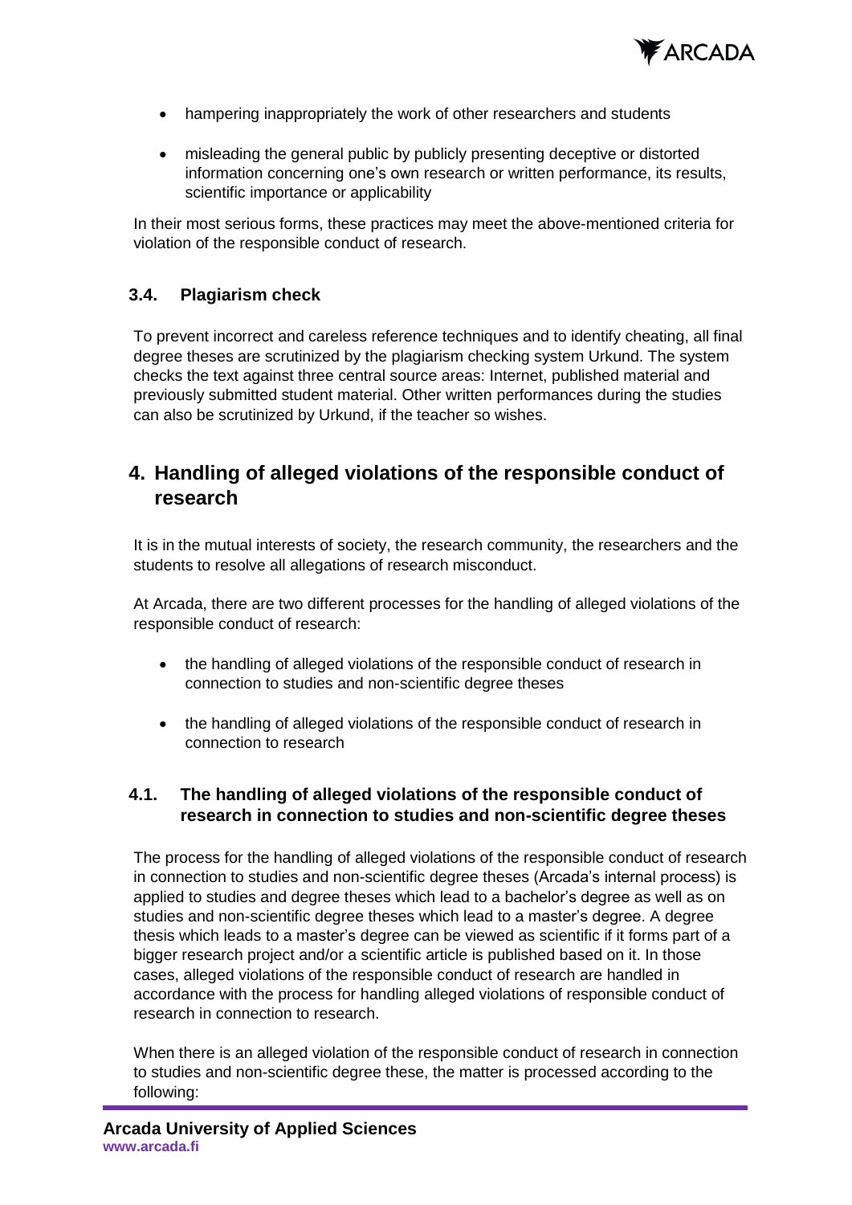- hampering inappropriately the work of other researchers and students
- misleading the general public by publicly presenting deceptive or distorted information concerning one's own research or written performance, its results, scientific importance or applicability

In their most serious forms, these practices may meet the above-mentioned criteria for violation of the responsible conduct of research.

### 3.4. Plagiarism check

To prevent incorrect and careless reference techniques and to identify cheating, all final degree theses are scrutinized by the plagiarism checking system Urkund. The system checks the text against three central source areas: Internet, published material and previously submitted student material. Other written performances during the studies can also be scrutinized by Urkund, if the teacher so wishes.

## 4. Handling of alleged violations of the responsible conduct of research

It is in the mutual interests of society, the research community, the researchers and the students to resolve all allegations of research misconduct.

At Arcada, there are two different processes for the handling of alleged violations of the responsible conduct of research:

- the handling of alleged violations of the responsible conduct of research in connection to studies and non-scientific degree theses
- the handling of alleged violations of the responsible conduct of research in connection to research

### 4.1. The handling of alleged violations of the responsible conduct of research in connection to studies and non-scientific degree theses

The process for the handling of alleged violations of the responsible conduct of research in connection to studies and non-scientific degree theses (Arcada's internal process) is applied to studies and degree theses which lead to a bachelor's degree as well as on studies and non-scientific degree theses which lead to a master's degree. A degree thesis which leads to a master's degree can be viewed as scientific if it forms part of a bigger research project and/or a scientific article is published based on it. In those cases, alleged violations of the responsible conduct of research are handled in accordance with the process for handling alleged violations of responsible conduct of research in connection to research.

When there is an alleged violation of the responsible conduct of research in connection to studies and non-scientific degree these, the matter is processed according to the following: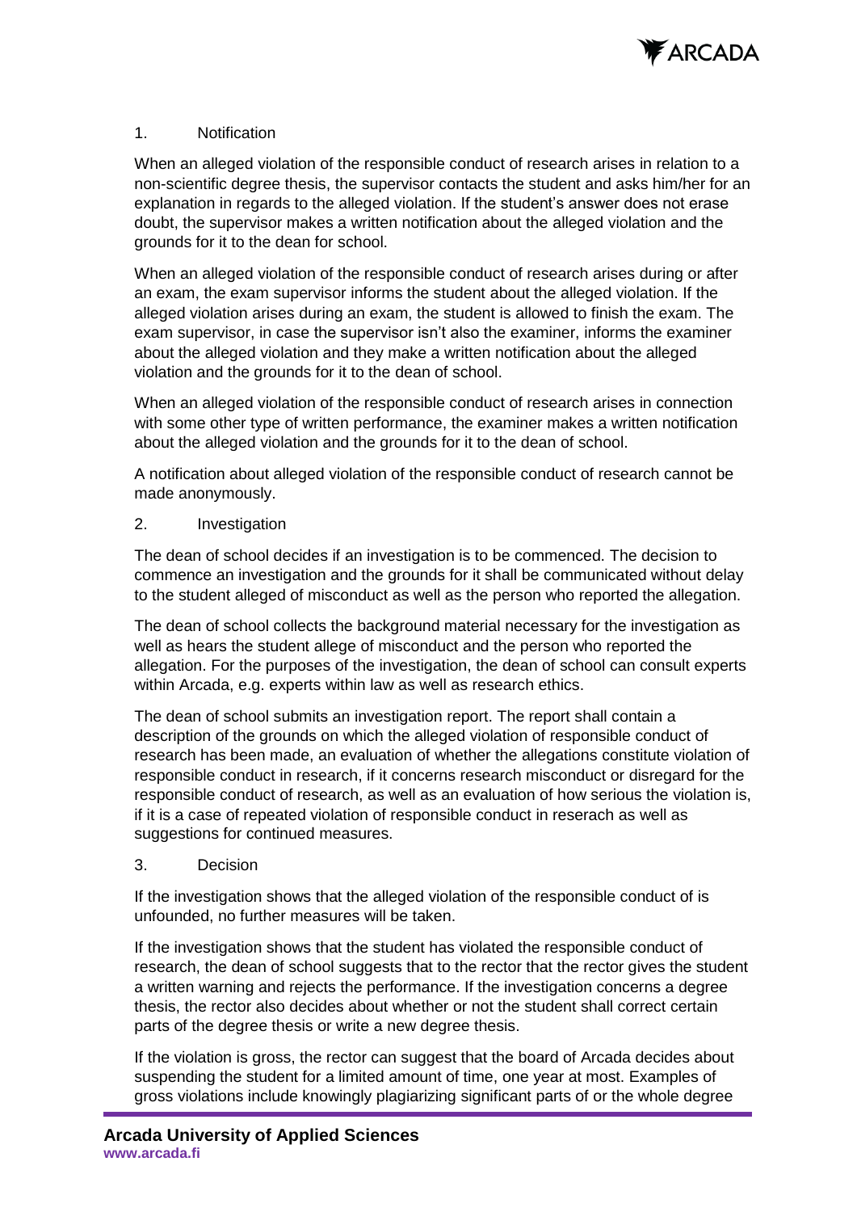## 1. Notification

When an alleged violation of the responsible conduct of research arises in relation to a non-scientific degree thesis, the supervisor contacts the student and asks him/her for an explanation in regards to the alleged violation. If the student's answer does not erase doubt, the supervisor makes a written notification about the alleged violation and the grounds for it to the dean for school.

When an alleged violation of the responsible conduct of research arises during or after an exam, the exam supervisor informs the student about the alleged violation. If the alleged violation arises during an exam, the student is allowed to finish the exam. The exam supervisor, in case the supervisor isn't also the examiner, informs the examiner about the alleged violation and they make a written notification about the alleged violation and the grounds for it to the dean of school.

When an alleged violation of the responsible conduct of research arises in connection with some other type of written performance, the examiner makes a written notification about the alleged violation and the grounds for it to the dean of school.

A notification about alleged violation of the responsible conduct of research cannot be made anonymously.

## 2. Investigation

The dean of school decides if an investigation is to be commenced. The decision to commence an investigation and the grounds for it shall be communicated without delay to the student alleged of misconduct as well as the person who reported the allegation.

The dean of school collects the background material necessary for the investigation as well as hears the student allege of misconduct and the person who reported the allegation. For the purposes of the investigation, the dean of school can consult experts within Arcada, e.g. experts within law as well as research ethics.

The dean of school submits an investigation report. The report shall contain a description of the grounds on which the alleged violation of responsible conduct of research has been made, an evaluation of whether the allegations constitute violation of responsible conduct in research, if it concerns research misconduct or disregard for the responsible conduct of research, as well as an evaluation of how serious the violation is, if it is a case of repeated violation of responsible conduct in reserach as well as suggestions for continued measures.

## 3. Decision

If the investigation shows that the alleged violation of the responsible conduct of is unfounded, no further measures will be taken.

If the investigation shows that the student has violated the responsible conduct of research, the dean of school suggests that to the rector that the rector gives the student a written warning and rejects the performance. If the investigation concerns a degree thesis, the rector also decides about whether or not the student shall correct certain parts of the degree thesis or write a new degree thesis.

If the violation is gross, the rector can suggest that the board of Arcada decides about suspending the student for a limited amount of time, one year at most. Examples of gross violations include knowingly plagiarizing significant parts of or the whole degree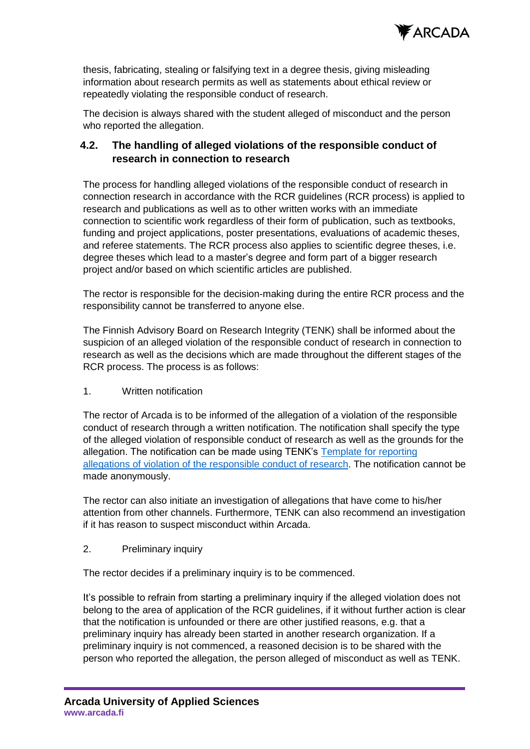thesis, fabricating, stealing or falsifying text in a degree thesis, giving misleading information about research permits as well as statements about ethical review or repeatedly violating the responsible conduct of research.

The decision is always shared with the student alleged of misconduct and the person who reported the allegation.

### 4.2. The handling of alleged violations of the responsible conduct of research in connection to research

The process for handling alleged violations of the responsible conduct of research in connection research in accordance with the RCR guidelines (RCR process) is applied to research and publications as well as to other written works with an immediate connection to scientific work regardless of their form of publication, such as textbooks, funding and project applications, poster presentations, evaluations of academic theses, and referee statements. The RCR process also applies to scientific degree theses, i.e. degree theses which lead to a master's degree and form part of a bigger research project and/or based on which scientific articles are published.

The rector is responsible for the decision-making during the entire RCR process and the responsibility cannot be transferred to anyone else.

The Finnish Advisory Board on Research Integrity (TENK) shall be informed about the suspicion of an alleged violation of the responsible conduct of research in connection to research as well as the decisions which are made throughout the different stages of the RCR process. The process is as follows:

1. Written notification

The rector of Arcada is to be informed of the allegation of a violation of the responsible conduct of research through a written notification. The notification shall specify the type of the alleged violation of responsible conduct of research as well as the grounds for the allegation. The notification can be made using TENK's Template for reporting allegations of violation of the responsible conduct of research. The notification cannot be made anonymously.

The rector can also initiate an investigation of allegations that have come to his/her attention from other channels. Furthermore, TENK can also recommend an investigation if it has reason to suspect misconduct within Arcada.

2. Preliminary inquiry

The rector decides if a preliminary inquiry is to be commenced.

It's possible to refrain from starting a preliminary inquiry if the alleged violation does not belong to the area of application of the RCR guidelines, if it without further action is clear that the notification is unfounded or there are other justified reasons, e.g. that a preliminary inquiry has already been started in another research organization. If a preliminary inquiry is not commenced, a reasoned decision is to be shared with the person who reported the allegation, the person alleged of misconduct as well as TENK.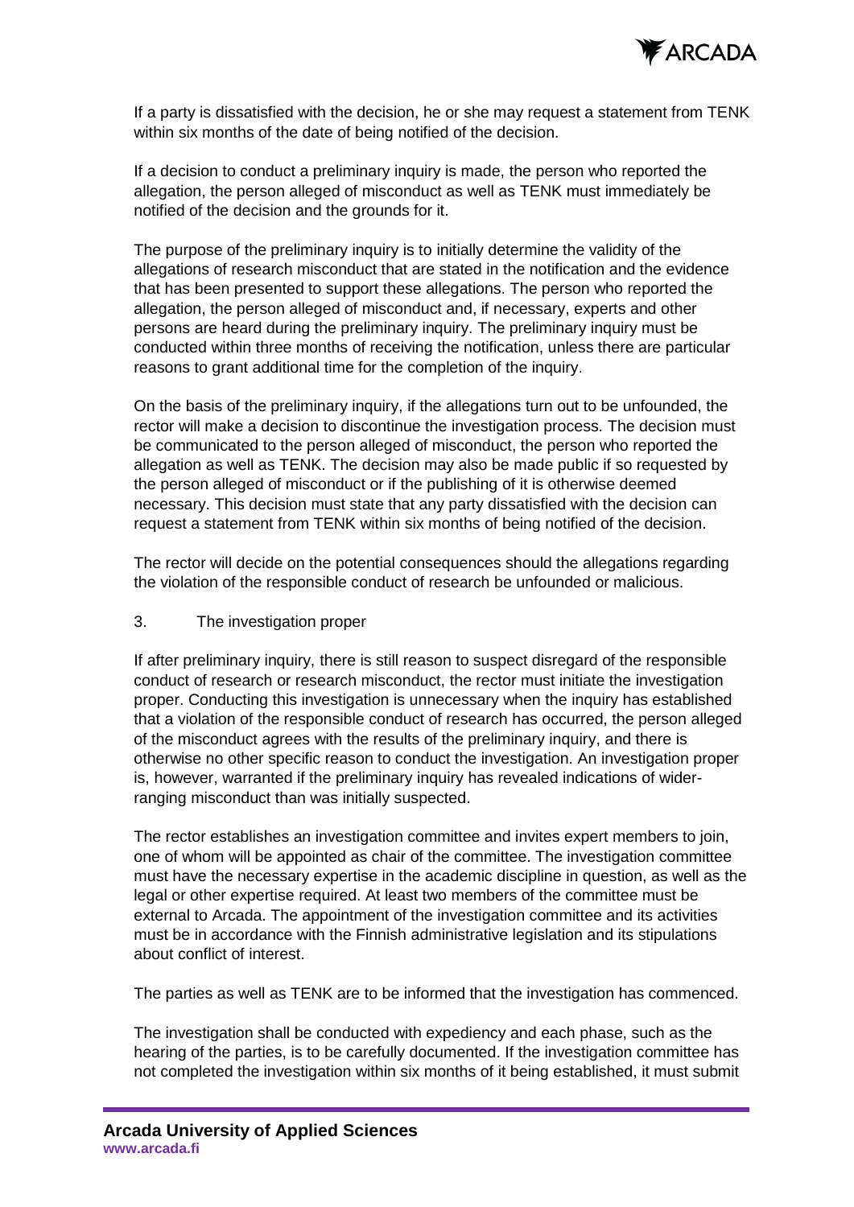If a party is dissatisfied with the decision, he or she may request a statement from TENK within six months of the date of being notified of the decision.

If a decision to conduct a preliminary inquiry is made, the person who reported the allegation, the person alleged of misconduct as well as TENK must immediately be notified of the decision and the grounds for it.

The purpose of the preliminary inquiry is to initially determine the validity of the allegations of research misconduct that are stated in the notification and the evidence that has been presented to support these allegations. The person who reported the allegation, the person alleged of misconduct and, if necessary, experts and other persons are heard during the preliminary inquiry. The preliminary inquiry must be conducted within three months of receiving the notification, unless there are particular reasons to grant additional time for the completion of the inquiry.

On the basis of the preliminary inquiry, if the allegations turn out to be unfounded, the rector will make a decision to discontinue the investigation process. The decision must be communicated to the person alleged of misconduct, the person who reported the allegation as well as TENK. The decision may also be made public if so requested by the person alleged of misconduct or if the publishing of it is otherwise deemed necessary. This decision must state that any party dissatisfied with the decision can request a statement from TENK within six months of being notified of the decision.

The rector will decide on the potential consequences should the allegations regarding the violation of the responsible conduct of research be unfounded or malicious.

## 3. The investigation proper

If after preliminary inquiry, there is still reason to suspect disregard of the responsible conduct of research or research misconduct, the rector must initiate the investigation proper. Conducting this investigation is unnecessary when the inquiry has established that a violation of the responsible conduct of research has occurred, the person alleged of the misconduct agrees with the results of the preliminary inquiry, and there is otherwise no other specific reason to conduct the investigation. An investigation proper is, however, warranted if the preliminary inquiry has revealed indications of wider-ranging misconduct than was initially suspected.

The rector establishes an investigation committee and invites expert members to join, one of whom will be appointed as chair of the committee. The investigation committee must have the necessary expertise in the academic discipline in question, as well as the legal or other expertise required. At least two members of the committee must be external to Arcada. The appointment of the investigation committee and its activities must be in accordance with the Finnish administrative legislation and its stipulations about conflict of interest.

The parties as well as TENK are to be informed that the investigation has commenced.

The investigation shall be conducted with expediency and each phase, such as the hearing of the parties, is to be carefully documented. If the investigation committee has not completed the investigation within six months of it being established, it must submit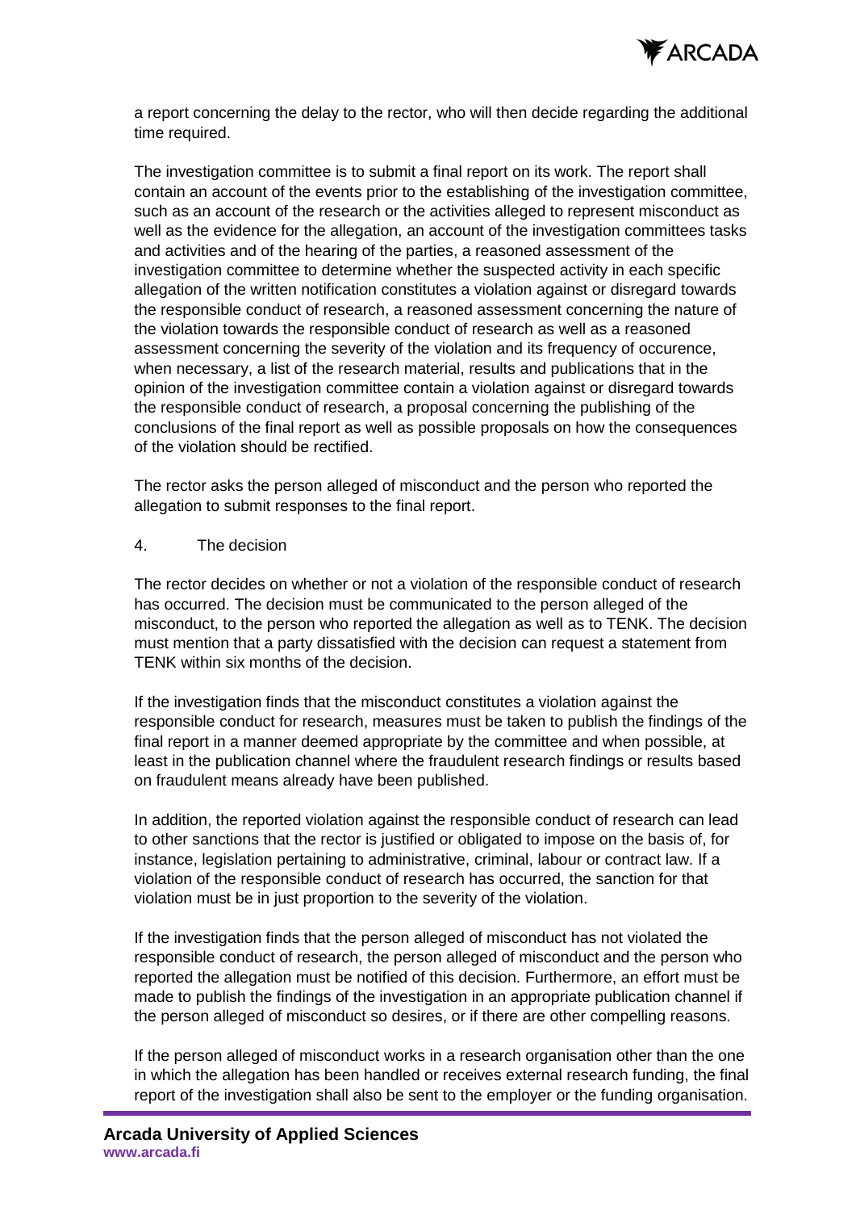a report concerning the delay to the rector, who will then decide regarding the additional time required.

The investigation committee is to submit a final report on its work. The report shall contain an account of the events prior to the establishing of the investigation committee, such as an account of the research or the activities alleged to represent misconduct as well as the evidence for the allegation, an account of the investigation committees tasks and activities and of the hearing of the parties, a reasoned assessment of the investigation committee to determine whether the suspected activity in each specific allegation of the written notification constitutes a violation against or disregard towards the responsible conduct of research, a reasoned assessment concerning the nature of the violation towards the responsible conduct of research as well as a reasoned assessment concerning the severity of the violation and its frequency of occurence, when necessary, a list of the research material, results and publications that in the opinion of the investigation committee contain a violation against or disregard towards the responsible conduct of research, a proposal concerning the publishing of the conclusions of the final report as well as possible proposals on how the consequences of the violation should be rectified.

The rector asks the person alleged of misconduct and the person who reported the allegation to submit responses to the final report.

## 4. The decision

The rector decides on whether or not a violation of the responsible conduct of research has occurred. The decision must be communicated to the person alleged of the misconduct, to the person who reported the allegation as well as to TENK. The decision must mention that a party dissatisfied with the decision can request a statement from TENK within six months of the decision.

If the investigation finds that the misconduct constitutes a violation against the responsible conduct for research, measures must be taken to publish the findings of the final report in a manner deemed appropriate by the committee and when possible, at least in the publication channel where the fraudulent research findings or results based on fraudulent means already have been published.

In addition, the reported violation against the responsible conduct of research can lead to other sanctions that the rector is justified or obligated to impose on the basis of, for instance, legislation pertaining to administrative, criminal, labour or contract law. If a violation of the responsible conduct of research has occurred, the sanction for that violation must be in just proportion to the severity of the violation.

If the investigation finds that the person alleged of misconduct has not violated the responsible conduct of research, the person alleged of misconduct and the person who reported the allegation must be notified of this decision. Furthermore, an effort must be made to publish the findings of the investigation in an appropriate publication channel if the person alleged of misconduct so desires, or if there are other compelling reasons.

If the person alleged of misconduct works in a research organisation other than the one in which the allegation has been handled or receives external research funding, the final report of the investigation shall also be sent to the employer or the funding organisation.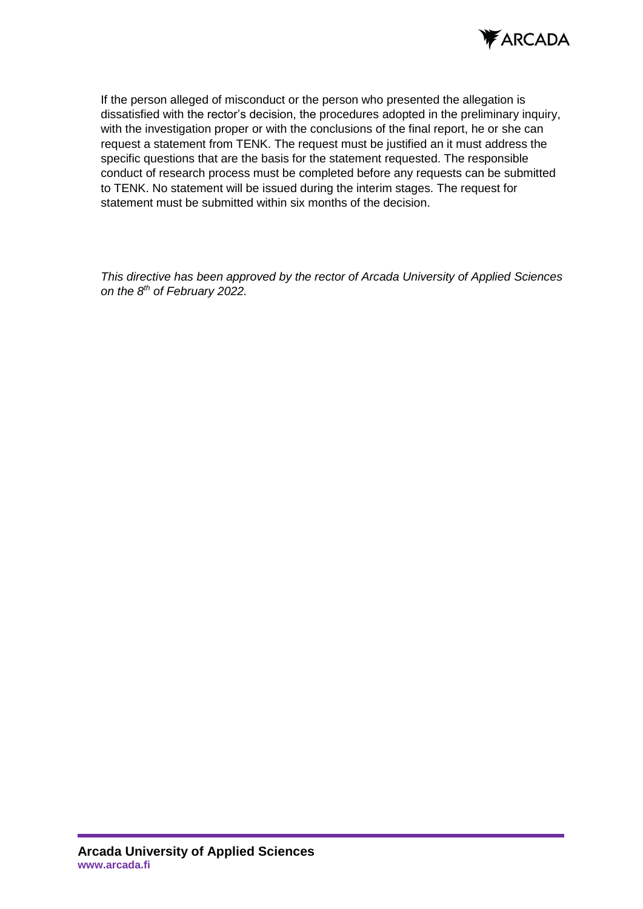If the person alleged of misconduct or the person who presented the allegation is dissatisfied with the rector's decision, the procedures adopted in the preliminary inquiry, with the investigation proper or with the conclusions of the final report, he or she can request a statement from TENK. The request must be justified an it must address the specific questions that are the basis for the statement requested. The responsible conduct of research process must be completed before any requests can be submitted to TENK. No statement will be issued during the interim stages. The request for statement must be submitted within six months of the decision.

*This directive has been approved by the rector of Arcada University of Applied Sciences on the 8th of February 2022.*